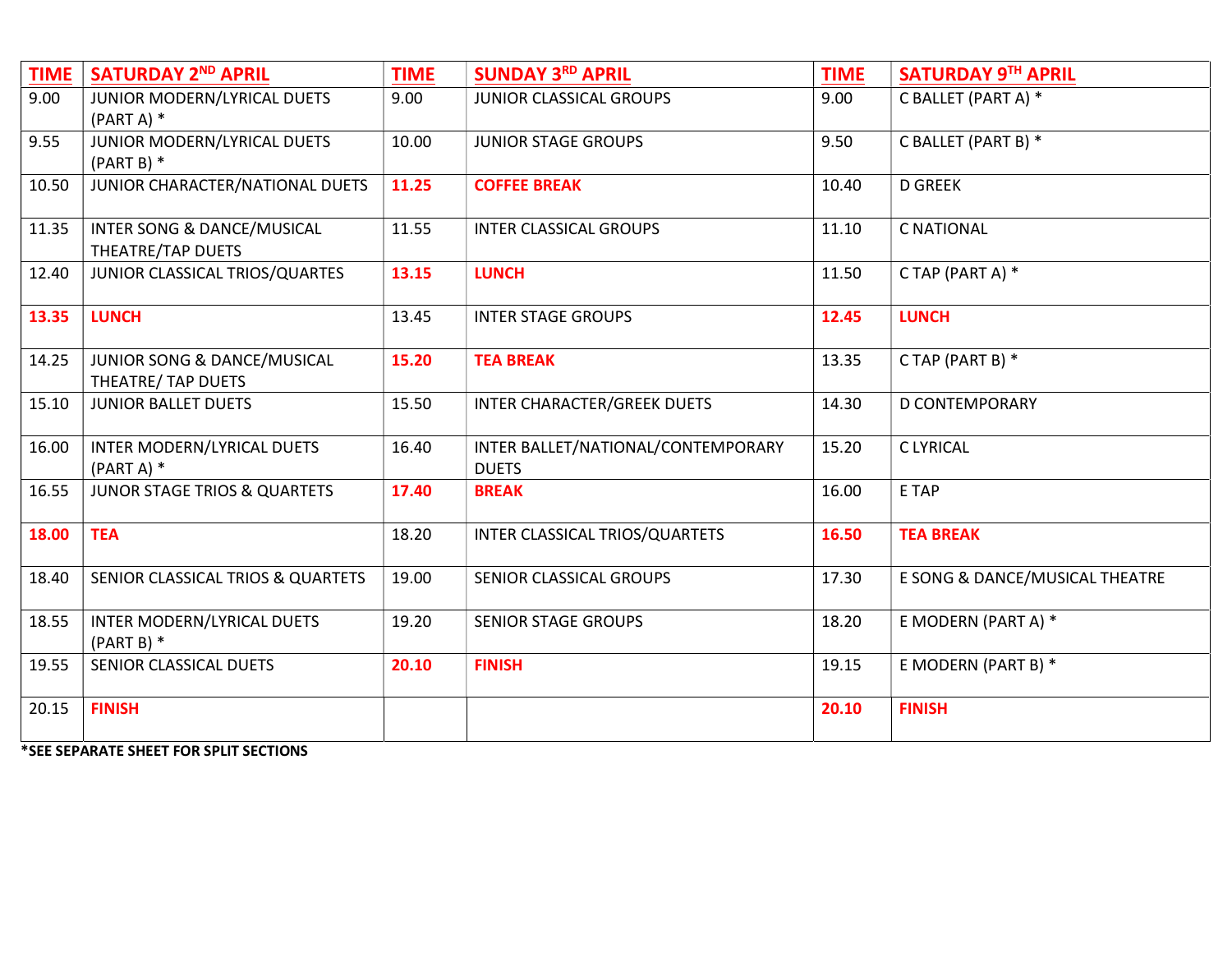| TIME | SATURDAY 2ND APRIL | TIME | SUNDAY 3RD APRIL | TIME | SATURDAY 9TH APRIL |
|---|---|---|---|---|---|
| 9.00 | JUNIOR MODERN/LYRICAL DUETS (PART A) * | 9.00 | JUNIOR CLASSICAL GROUPS | 9.00 | C BALLET (PART A) * |
| 9.55 | JUNIOR MODERN/LYRICAL DUETS (PART B) * | 10.00 | JUNIOR STAGE GROUPS | 9.50 | C BALLET (PART B) * |
| 10.50 | JUNIOR CHARACTER/NATIONAL DUETS | **11.25** | **COFFEE BREAK** | 10.40 | D GREEK |
| 11.35 | INTER SONG & DANCE/MUSICAL THEATRE/TAP DUETS | 11.55 | INTER CLASSICAL GROUPS | 11.10 | C NATIONAL |
| 12.40 | JUNIOR CLASSICAL TRIOS/QUARTES | **13.15** | **LUNCH** | 11.50 | C TAP (PART A) * |
| **13.35** | **LUNCH** | 13.45 | INTER STAGE GROUPS | **12.45** | **LUNCH** |
| 14.25 | JUNIOR SONG & DANCE/MUSICAL THEATRE/ TAP DUETS | **15.20** | **TEA BREAK** | 13.35 | C TAP (PART B) * |
| 15.10 | JUNIOR BALLET DUETS | 15.50 | INTER CHARACTER/GREEK DUETS | 14.30 | D CONTEMPORARY |
| 16.00 | INTER MODERN/LYRICAL DUETS (PART A) * | 16.40 | INTER BALLET/NATIONAL/CONTEMPORARY DUETS | 15.20 | C LYRICAL |
| 16.55 | JUNOR STAGE TRIOS & QUARTETS | **17.40** | **BREAK** | 16.00 | E TAP |
| **18.00** | **TEA** | 18.20 | INTER CLASSICAL TRIOS/QUARTETS | **16.50** | **TEA BREAK** |
| 18.40 | SENIOR CLASSICAL TRIOS & QUARTETS | 19.00 | SENIOR CLASSICAL GROUPS | 17.30 | E SONG & DANCE/MUSICAL THEATRE |
| 18.55 | INTER MODERN/LYRICAL DUETS (PART B) * | 19.20 | SENIOR STAGE GROUPS | 18.20 | E MODERN (PART A) * |
| 19.55 | SENIOR CLASSICAL DUETS | **20.10** | **FINISH** | 19.15 | E MODERN (PART B) * |
| 20.15 | **FINISH** | | | **20.10** | **FINISH** |

***SEE SEPARATE SHEET FOR SPLIT SECTIONS**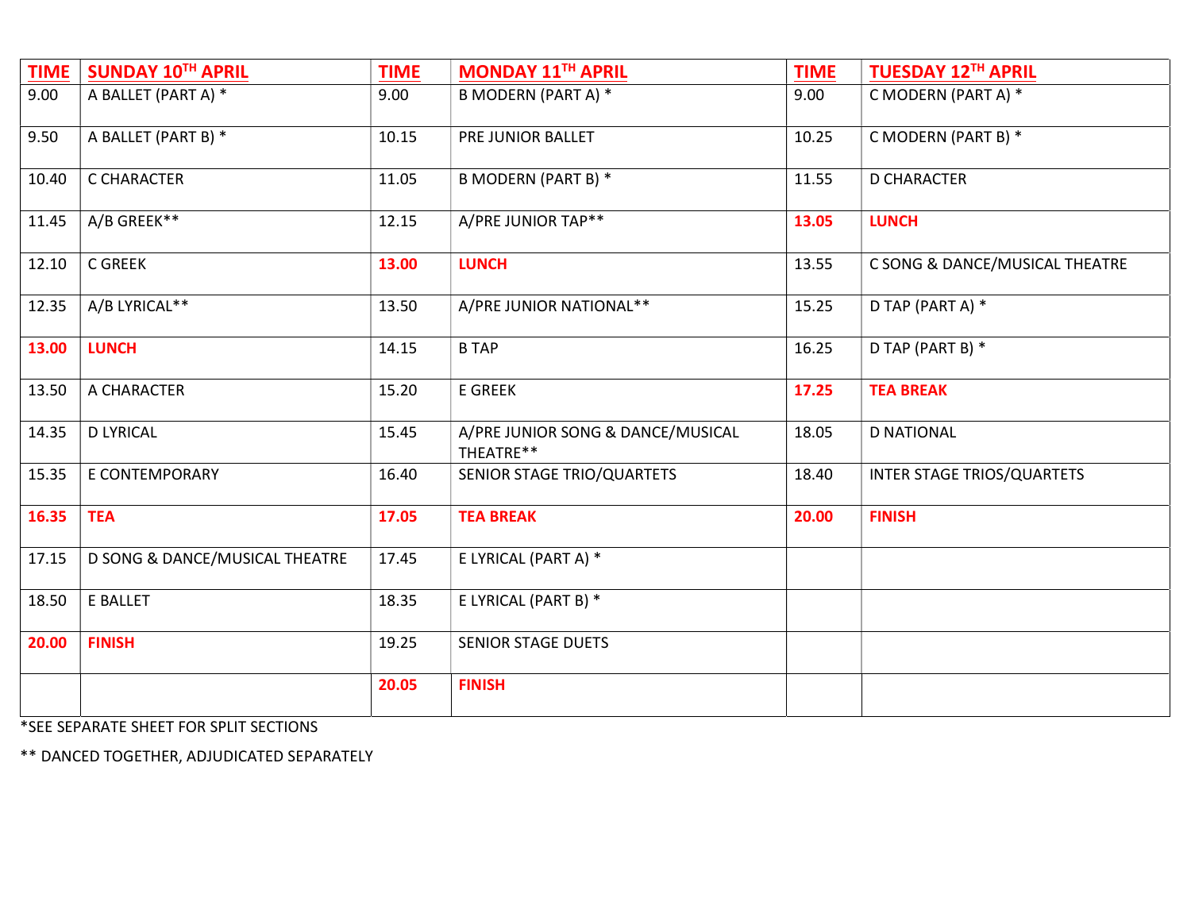| TIME | SUNDAY 10TH APRIL | TIME | MONDAY 11TH APRIL | TIME | TUESDAY 12TH APRIL |
|---|---|---|---|---|---|
| 9.00 | A BALLET (PART A) * | 9.00 | B MODERN (PART A) * | 9.00 | C MODERN (PART A) * |
| 9.50 | A BALLET (PART B) * | 10.15 | PRE JUNIOR BALLET | 10.25 | C MODERN (PART B) * |
| 10.40 | C CHARACTER | 11.05 | B MODERN (PART B) * | 11.55 | D CHARACTER |
| 11.45 | A/B GREEK** | 12.15 | A/PRE JUNIOR TAP** | **13.05** | **LUNCH** |
| 12.10 | C GREEK | **13.00** | **LUNCH** | 13.55 | C SONG & DANCE/MUSICAL THEATRE |
| 12.35 | A/B LYRICAL** | 13.50 | A/PRE JUNIOR NATIONAL** | 15.25 | D TAP (PART A) * |
| **13.00** | **LUNCH** | 14.15 | B TAP | 16.25 | D TAP (PART B) * |
| 13.50 | A CHARACTER | 15.20 | E GREEK | **17.25** | **TEA BREAK** |
| 14.35 | D LYRICAL | 15.45 | A/PRE JUNIOR SONG & DANCE/MUSICAL THEATRE** | 18.05 | D NATIONAL |
| 15.35 | E CONTEMPORARY | 16.40 | SENIOR STAGE TRIO/QUARTETS | 18.40 | INTER STAGE TRIOS/QUARTETS |
| **16.35** | **TEA** | **17.05** | **TEA BREAK** | **20.00** | **FINISH** |
| 17.15 | D SONG & DANCE/MUSICAL THEATRE | 17.45 | E LYRICAL (PART A) * | | |
| 18.50 | E BALLET | 18.35 | E LYRICAL (PART B) * | | |
| **20.00** | **FINISH** | 19.25 | SENIOR STAGE DUETS | | |
| | | **20.05** | **FINISH** | | |

*SEE SEPARATE SHEET FOR SPLIT SECTIONS

** DANCED TOGETHER, ADJUDICATED SEPARATELY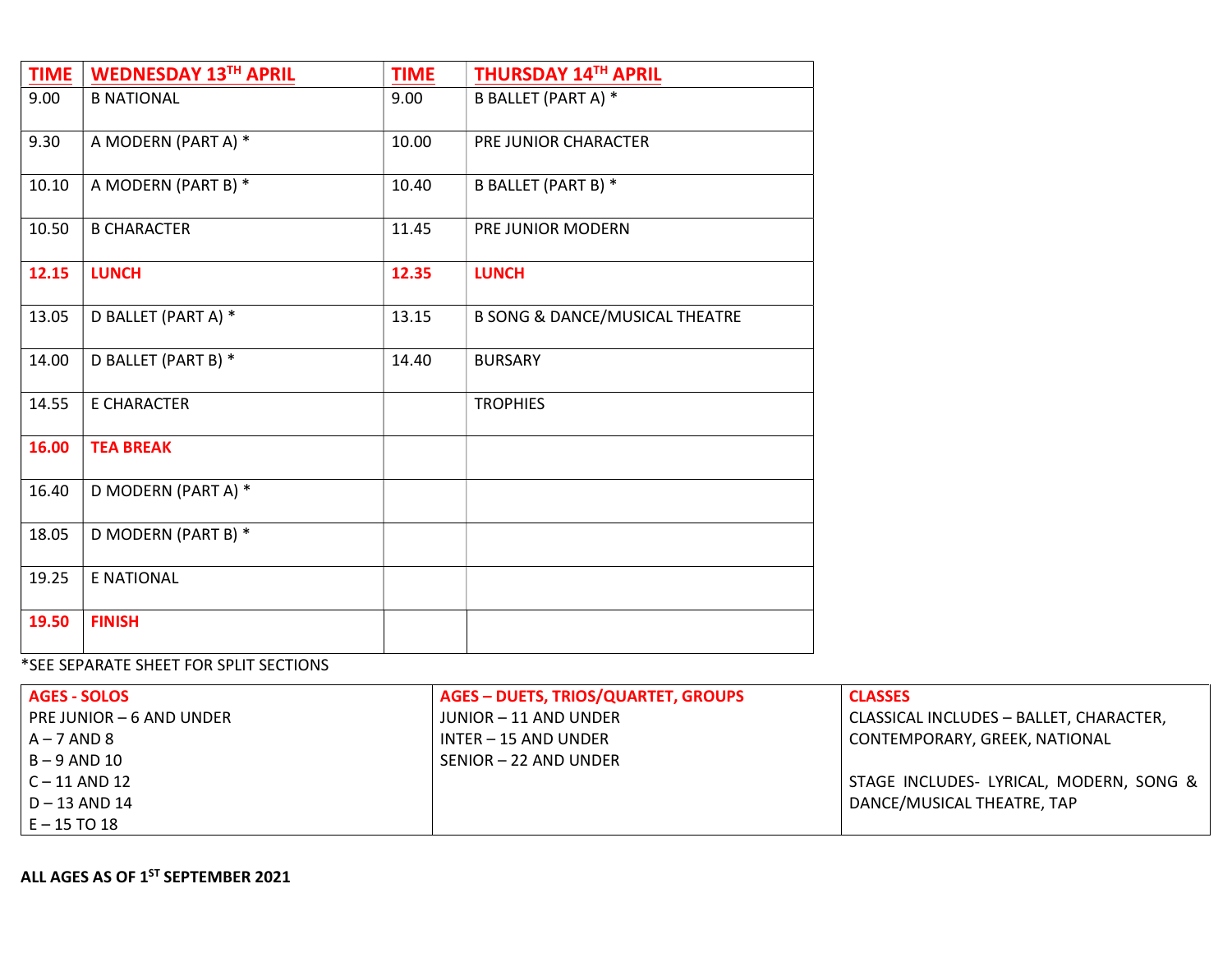| TIME | WEDNESDAY 13TH APRIL | TIME | THURSDAY 14TH APRIL |
|---|---|---|---|
| 9.00 | B NATIONAL | 9.00 | B BALLET (PART A) * |
| 9.30 | A MODERN (PART A) * | 10.00 | PRE JUNIOR CHARACTER |
| 10.10 | A MODERN (PART B) * | 10.40 | B BALLET (PART B) * |
| 10.50 | B CHARACTER | 11.45 | PRE JUNIOR MODERN |
| **12.15** | **LUNCH** | **12.35** | **LUNCH** |
| 13.05 | D BALLET (PART A) * | 13.15 | B SONG & DANCE/MUSICAL THEATRE |
| 14.00 | D BALLET (PART B) * | 14.40 | BURSARY |
| 14.55 | E CHARACTER | | TROPHIES |
| **16.00** | **TEA BREAK** | | |
| 16.40 | D MODERN (PART A) * | | |
| 18.05 | D MODERN (PART B) * | | |
| 19.25 | E NATIONAL | | |
| **19.50** | **FINISH** | | |

*SEE SEPARATE SHEET FOR SPLIT SECTIONS

| AGES - SOLOS | AGES – DUETS, TRIOS/QUARTET, GROUPS | CLASSES |
|---|---|---|
| PRE JUNIOR – 6 AND UNDER<br>A – 7 AND 8<br>B – 9 AND 10<br>C – 11 AND 12<br>D – 13 AND 14<br>E – 15 TO 18 | JUNIOR – 11 AND UNDER<br>INTER – 15 AND UNDER<br>SENIOR – 22 AND UNDER | CLASSICAL INCLUDES – BALLET, CHARACTER, CONTEMPORARY, GREEK, NATIONAL<br><br>STAGE INCLUDES- LYRICAL, MODERN, SONG & DANCE/MUSICAL THEATRE, TAP |

**ALL AGES AS OF 1ST SEPTEMBER 2021**